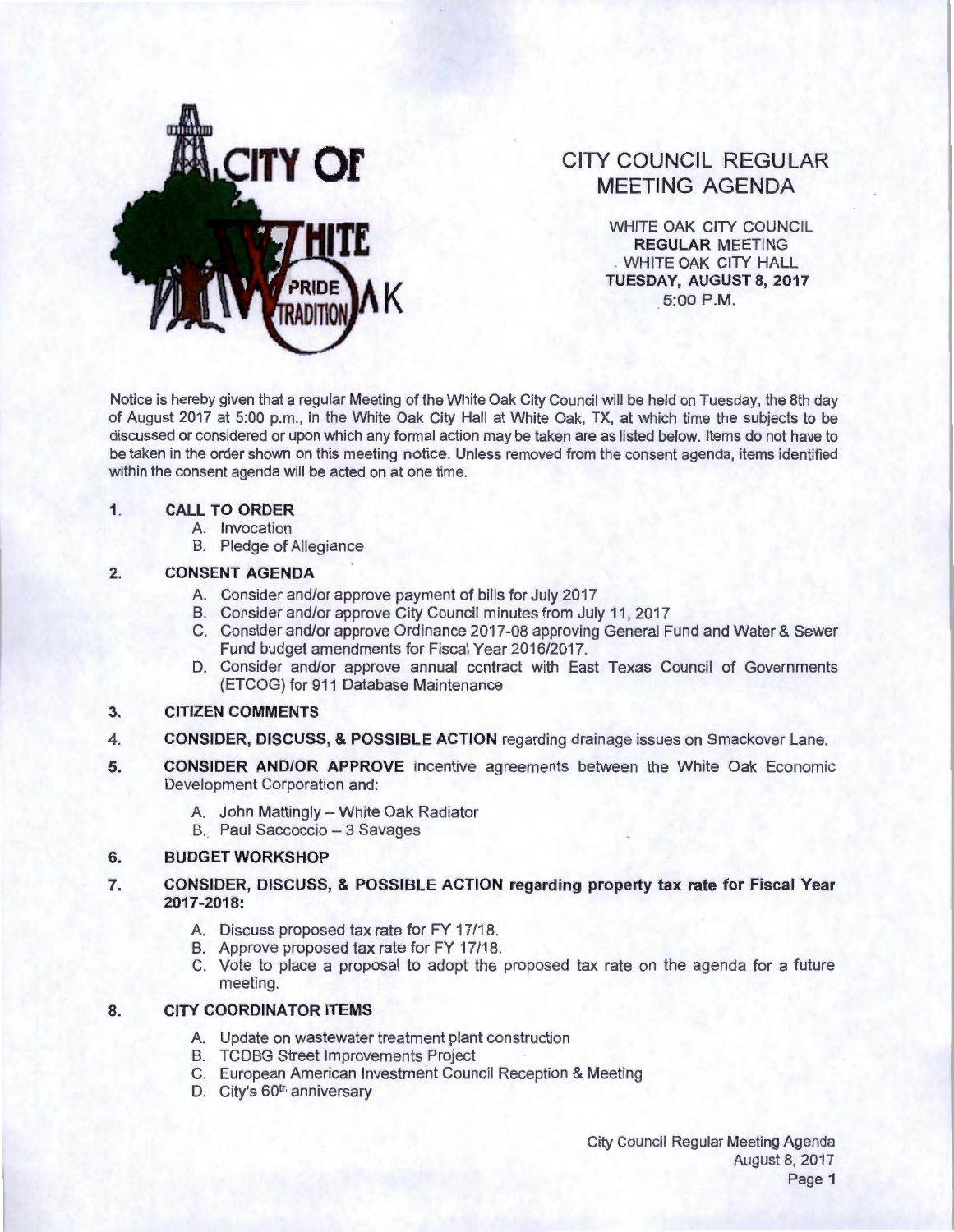# CITY COUNCIL REGULAR MEETING AGENDA

WHITE OAK CITY COUNCIL
**REGULAR** MEETING
WHITE OAK CITY HALL
**TUESDAY, AUGUST 8, 2017**
5:00 P.M.

Notice is hereby given that a regular Meeting of the White Oak City Council will be held on Tuesday, the 8th day of August 2017 at 5:00 p.m., in the White Oak City Hall at White Oak, TX, at which time the subjects to be discussed or considered or upon which any formal action may be taken are as listed below. Items do not have to be taken in the order shown on this meeting notice. Unless removed from the consent agenda, items identified within the consent agenda will be acted on at one time.

1. **CALL TO ORDER**
   - A. Invocation
   - B. Pledge of Allegiance

2. **CONSENT AGENDA**
   - A. Consider and/or approve payment of bills for July 2017
   - B. Consider and/or approve City Council minutes from July 11, 2017
   - C. Consider and/or approve Ordinance 2017-08 approving General Fund and Water & Sewer Fund budget amendments for Fiscal Year 2016/2017.
   - D. Consider and/or approve annual contract with East Texas Council of Governments (ETCOG) for 911 Database Maintenance

3. **CITIZEN COMMENTS**

4. **CONSIDER, DISCUSS, & POSSIBLE ACTION** regarding drainage issues on Smackover Lane.

5. **CONSIDER AND/OR APPROVE** incentive agreements between the White Oak Economic Development Corporation and:
   - A. John Mattingly – White Oak Radiator
   - B. Paul Saccoccio – 3 Savages

6. **BUDGET WORKSHOP**

7. **CONSIDER, DISCUSS, & POSSIBLE ACTION regarding property tax rate for Fiscal Year 2017-2018:**
   - A. Discuss proposed tax rate for FY 17/18.
   - B. Approve proposed tax rate for FY 17/18.
   - C. Vote to place a proposal to adopt the proposed tax rate on the agenda for a future meeting.

8. **CITY COORDINATOR ITEMS**
   - A. Update on wastewater treatment plant construction
   - B. TCDBG Street Improvements Project
   - C. European American Investment Council Reception & Meeting
   - D. City's 60th anniversary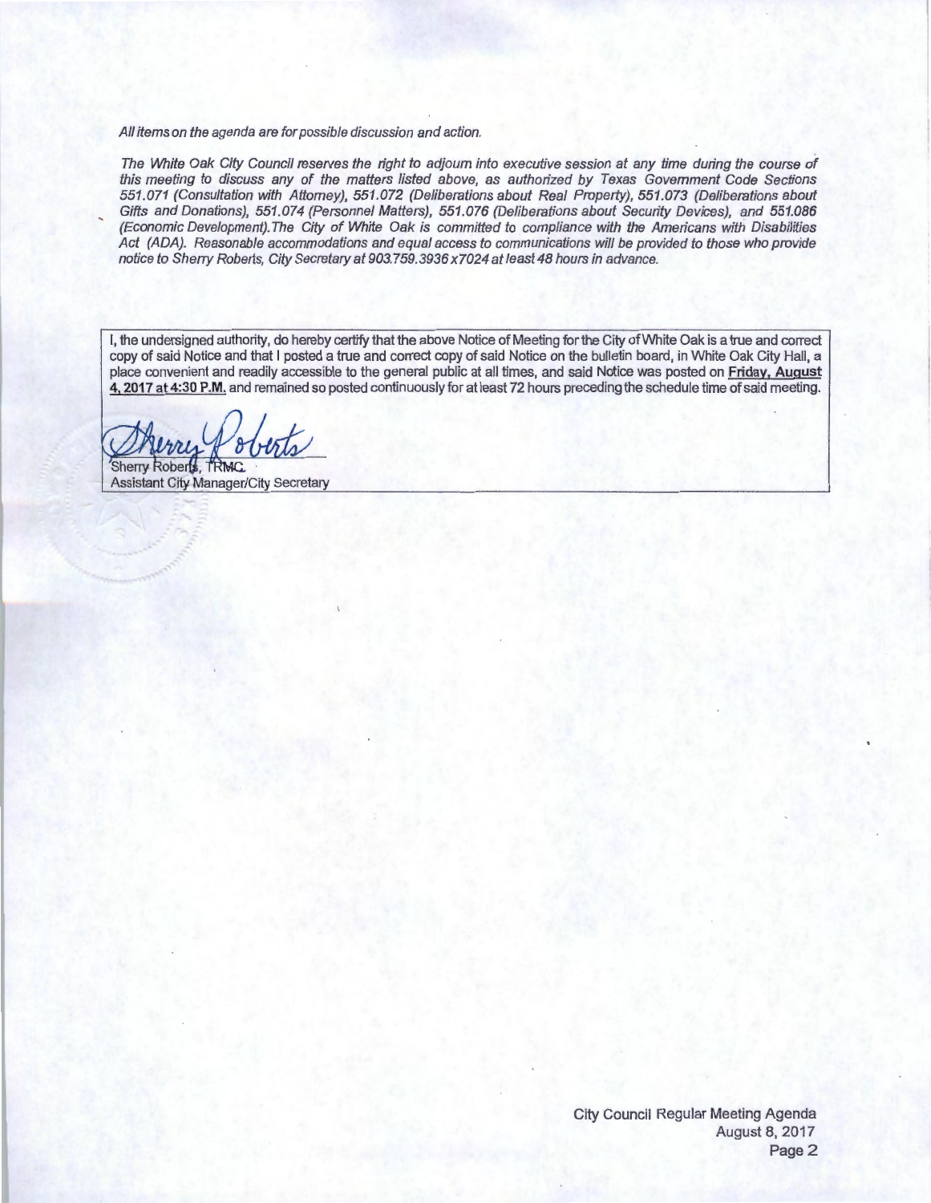*All items on the agenda are for possible discussion and action.*

*The White Oak City Council reserves the right to adjourn into executive session at any time during the course of this meeting to discuss any of the matters listed above, as authorized by Texas Government Code Sections 551.071 (Consultation with Attorney), 551.072 (Deliberations about Real Property), 551.073 (Deliberations about Gifts and Donations), 551.074 (Personnel Matters), 551.076 (Deliberations about Security Devices), and 551.086 (Economic Development).The City of White Oak is committed to compliance with the Americans with Disabilities Act (ADA). Reasonable accommodations and equal access to communications will be provided to those who provide notice to Sherry Roberts, City Secretary at 903.759.3936 x7024 at least 48 hours in advance.*

I, the undersigned authority, do hereby certify that the above Notice of Meeting for the City of White Oak is a true and correct copy of said Notice and that I posted a true and correct copy of said Notice on the bulletin board, in White Oak City Hall, a place convenient and readily accessible to the general public at all times, and said Notice was posted on **Friday, August 4, 2017 at 4:30 P.M.** and remained so posted continuously for at least 72 hours preceding the schedule time of said meeting.

Sherry Roberts, TRMC
Assistant City Manager/City Secretary

City Council Regular Meeting Agenda
August 8, 2017